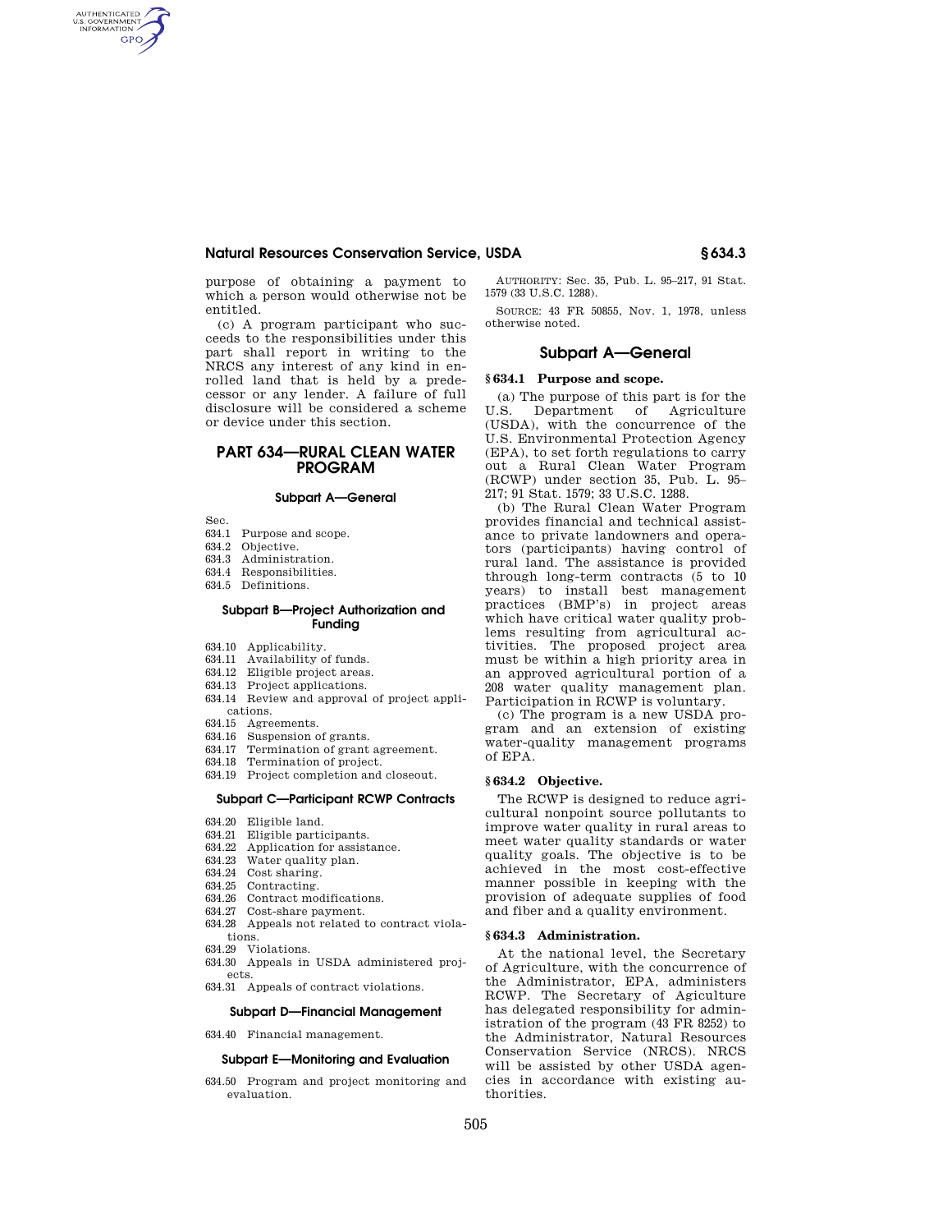purpose of obtaining a payment to which a person would otherwise not be entitled.

(c) A program participant who succeeds to the responsibilities under this part shall report in writing to the NRCS any interest of any kind in enrolled land that is held by a predecessor or any lender. A failure of full disclosure will be considered a scheme or device under this section.

# PART 634—RURAL CLEAN WATER PROGRAM

### Subpart A—General

Sec.
634.1 Purpose and scope.
634.2 Objective.
634.3 Administration.
634.4 Responsibilities.
634.5 Definitions.

### Subpart B—Project Authorization and Funding

634.10 Applicability.
634.11 Availability of funds.
634.12 Eligible project areas.
634.13 Project applications.
634.14 Review and approval of project applications.
634.15 Agreements.
634.16 Suspension of grants.
634.17 Termination of grant agreement.
634.18 Termination of project.
634.19 Project completion and closeout.

### Subpart C—Participant RCWP Contracts

634.20 Eligible land.
634.21 Eligible participants.
634.22 Application for assistance.
634.23 Water quality plan.
634.24 Cost sharing.
634.25 Contracting.
634.26 Contract modifications.
634.27 Cost-share payment.
634.28 Appeals not related to contract violations.
634.29 Violations.
634.30 Appeals in USDA administered projects.
634.31 Appeals of contract violations.

### Subpart D—Financial Management

634.40 Financial management.

### Subpart E—Monitoring and Evaluation

634.50 Program and project monitoring and evaluation.

AUTHORITY: Sec. 35, Pub. L. 95–217, 91 Stat. 1579 (33 U.S.C. 1288).

SOURCE: 43 FR 50855, Nov. 1, 1978, unless otherwise noted.

## Subpart A—General

### § 634.1 Purpose and scope.

(a) The purpose of this part is for the U.S. Department of Agriculture (USDA), with the concurrence of the U.S. Environmental Protection Agency (EPA), to set forth regulations to carry out a Rural Clean Water Program (RCWP) under section 35, Pub. L. 95–217; 91 Stat. 1579; 33 U.S.C. 1288.

(b) The Rural Clean Water Program provides financial and technical assistance to private landowners and operators (participants) having control of rural land. The assistance is provided through long-term contracts (5 to 10 years) to install best management practices (BMP's) in project areas which have critical water quality problems resulting from agricultural activities. The proposed project area must be within a high priority area in an approved agricultural portion of a 208 water quality management plan. Participation in RCWP is voluntary.

(c) The program is a new USDA program and an extension of existing water-quality management programs of EPA.

### § 634.2 Objective.

The RCWP is designed to reduce agricultural nonpoint source pollutants to improve water quality in rural areas to meet water quality standards or water quality goals. The objective is to be achieved in the most cost-effective manner possible in keeping with the provision of adequate supplies of food and fiber and a quality environment.

### § 634.3 Administration.

At the national level, the Secretary of Agriculture, with the concurrence of the Administrator, EPA, administers RCWP. The Secretary of Agiculture has delegated responsibility for administration of the program (43 FR 8252) to the Administrator, Natural Resources Conservation Service (NRCS). NRCS will be assisted by other USDA agencies in accordance with existing authorities.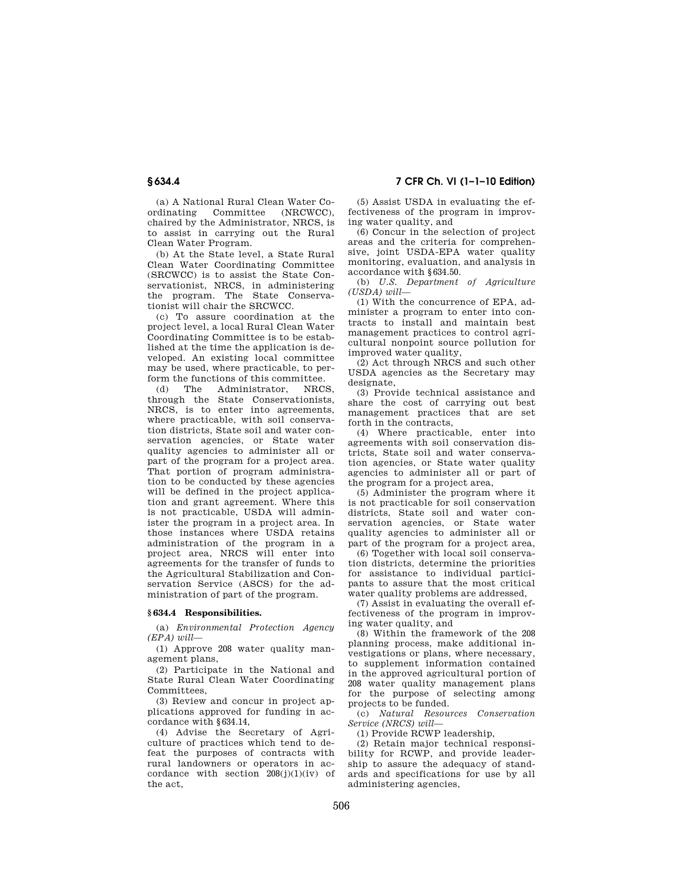(a) A National Rural Clean Water Coordinating Committee (NRCWCC), chaired by the Administrator, NRCS, is to assist in carrying out the Rural Clean Water Program.

(b) At the State level, a State Rural Clean Water Coordinating Committee (SRCWCC) is to assist the State Conservationist, NRCS, in administering the program. The State Conservationist will chair the SRCWCC.

(c) To assure coordination at the project level, a local Rural Clean Water Coordinating Committee is to be established at the time the application is developed. An existing local committee may be used, where practicable, to perform the functions of this committee.

(d) The Administrator, NRCS, through the State Conservationists, NRCS, is to enter into agreements, where practicable, with soil conservation districts, State soil and water conservation agencies, or State water quality agencies to administer all or part of the program for a project area. That portion of program administration to be conducted by these agencies will be defined in the project application and grant agreement. Where this is not practicable, USDA will administer the program in a project area. In those instances where USDA retains administration of the program in a project area, NRCS will enter into agreements for the transfer of funds to the Agricultural Stabilization and Conservation Service (ASCS) for the administration of part of the program.

## § 634.4 Responsibilities.

(a) *Environmental Protection Agency (EPA) will—*

(1) Approve 208 water quality management plans,

(2) Participate in the National and State Rural Clean Water Coordinating Committees,

(3) Review and concur in project applications approved for funding in accordance with § 634.14,

(4) Advise the Secretary of Agriculture of practices which tend to defeat the purposes of contracts with rural landowners or operators in accordance with section 208(j)(1)(iv) of the act,

(5) Assist USDA in evaluating the effectiveness of the program in improving water quality, and

(6) Concur in the selection of project areas and the criteria for comprehensive, joint USDA-EPA water quality monitoring, evaluation, and analysis in accordance with § 634.50.

(b) *U.S. Department of Agriculture (USDA) will—*

(1) With the concurrence of EPA, administer a program to enter into contracts to install and maintain best management practices to control agricultural nonpoint source pollution for improved water quality,

(2) Act through NRCS and such other USDA agencies as the Secretary may designate,

(3) Provide technical assistance and share the cost of carrying out best management practices that are set forth in the contracts,

(4) Where practicable, enter into agreements with soil conservation districts, State soil and water conservation agencies, or State water quality agencies to administer all or part of the program for a project area,

(5) Administer the program where it is not practicable for soil conservation districts, State soil and water conservation agencies, or State water quality agencies to administer all or part of the program for a project area,

(6) Together with local soil conservation districts, determine the priorities for assistance to individual participants to assure that the most critical water quality problems are addressed,

(7) Assist in evaluating the overall effectiveness of the program in improving water quality, and

(8) Within the framework of the 208 planning process, make additional investigations or plans, where necessary, to supplement information contained in the approved agricultural portion of 208 water quality management plans for the purpose of selecting among projects to be funded.

(c) *Natural Resources Conservation Service (NRCS) will—*

(1) Provide RCWP leadership,

(2) Retain major technical responsibility for RCWP, and provide leadership to assure the adequacy of standards and specifications for use by all administering agencies,